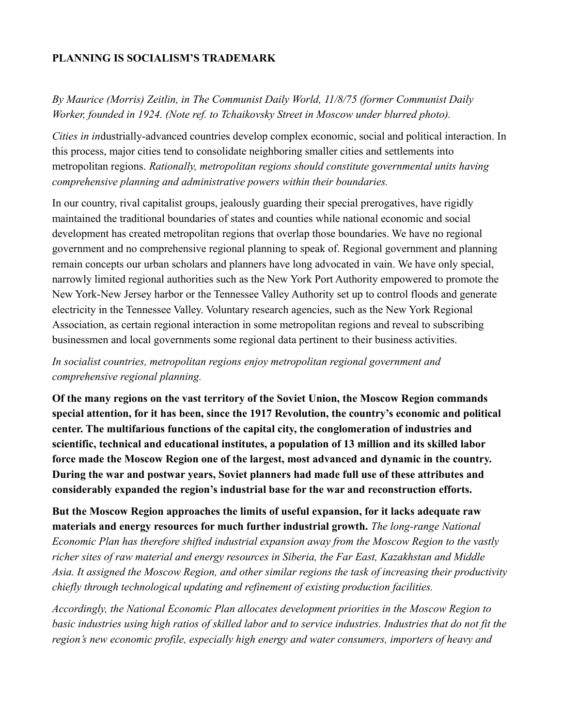**PLANNING IS SOCIALISM'S TRADEMARK**

*By Maurice (Morris) Zeitlin, in The Communist Daily World, 11/8/75 (former Communist Daily Worker, founded in 1924. (Note ref. to Tchaikovsky Street in Moscow under blurred photo).*

*Cities in in*dustrially-advanced countries develop complex economic, social and political interaction. In this process, major cities tend to consolidate neighboring smaller cities and settlements into metropolitan regions. *Rationally, metropolitan regions should constitute governmental units having comprehensive planning and administrative powers within their boundaries.*

In our country, rival capitalist groups, jealously guarding their special prerogatives, have rigidly maintained the traditional boundaries of states and counties while national economic and social development has created metropolitan regions that overlap those boundaries. We have no regional government and no comprehensive regional planning to speak of. Regional government and planning remain concepts our urban scholars and planners have long advocated in vain. We have only special, narrowly limited regional authorities such as the New York Port Authority empowered to promote the New York-New Jersey harbor or the Tennessee Valley Authority set up to control floods and generate electricity in the Tennessee Valley. Voluntary research agencies, such as the New York Regional Association, as certain regional interaction in some metropolitan regions and reveal to subscribing businessmen and local governments some regional data pertinent to their business activities.

*In socialist countries, metropolitan regions enjoy metropolitan regional government and comprehensive regional planning.*

**Of the many regions on the vast territory of the Soviet Union, the Moscow Region commands special attention, for it has been, since the 1917 Revolution, the country's economic and political center. The multifarious functions of the capital city, the conglomeration of industries and scientific, technical and educational institutes, a population of 13 million and its skilled labor force made the Moscow Region one of the largest, most advanced and dynamic in the country. During the war and postwar years, Soviet planners had made full use of these attributes and considerably expanded the region's industrial base for the war and reconstruction efforts.**

**But the Moscow Region approaches the limits of useful expansion, for it lacks adequate raw materials and energy resources for much further industrial growth.** *The long-range National Economic Plan has therefore shifted industrial expansion away from the Moscow Region to the vastly richer sites of raw material and energy resources in Siberia, the Far East, Kazakhstan and Middle Asia. It assigned the Moscow Region, and other similar regions the task of increasing their productivity chiefly through technological updating and refinement of existing production facilities.*

*Accordingly, the National Economic Plan allocates development priorities in the Moscow Region to basic industries using high ratios of skilled labor and to service industries. Industries that do not fit the region's new economic profile, especially high energy and water consumers, importers of heavy and*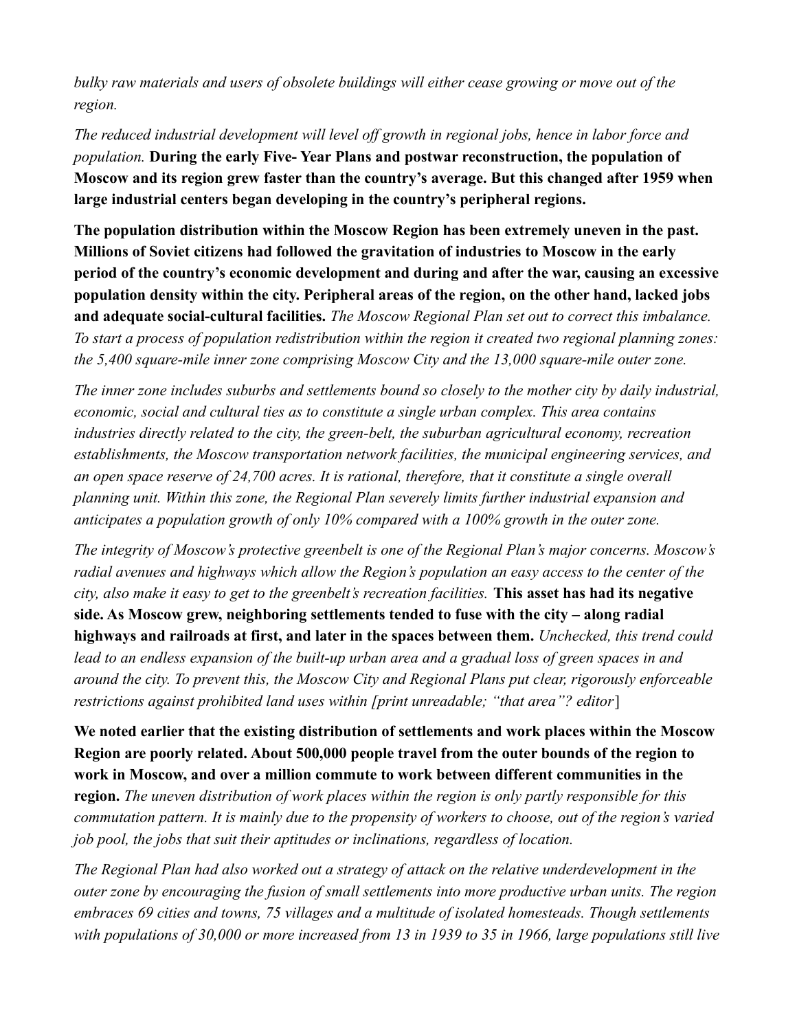*bulky raw materials and users of obsolete buildings will either cease growing or move out of the region.*

*The reduced industrial development will level off growth in regional jobs, hence in labor force and population.* **During the early Five- Year Plans and postwar reconstruction, the population of Moscow and its region grew faster than the country's average. But this changed after 1959 when large industrial centers began developing in the country's peripheral regions.**

**The population distribution within the Moscow Region has been extremely uneven in the past. Millions of Soviet citizens had followed the gravitation of industries to Moscow in the early period of the country's economic development and during and after the war, causing an excessive population density within the city. Peripheral areas of the region, on the other hand, lacked jobs and adequate social-cultural facilities.** *The Moscow Regional Plan set out to correct this imbalance. To start a process of population redistribution within the region it created two regional planning zones: the 5,400 square-mile inner zone comprising Moscow City and the 13,000 square-mile outer zone.*

*The inner zone includes suburbs and settlements bound so closely to the mother city by daily industrial, economic, social and cultural ties as to constitute a single urban complex. This area contains industries directly related to the city, the green-belt, the suburban agricultural economy, recreation establishments, the Moscow transportation network facilities, the municipal engineering services, and an open space reserve of 24,700 acres. It is rational, therefore, that it constitute a single overall planning unit. Within this zone, the Regional Plan severely limits further industrial expansion and anticipates a population growth of only 10% compared with a 100% growth in the outer zone.*

*The integrity of Moscow's protective greenbelt is one of the Regional Plan's major concerns. Moscow's radial avenues and highways which allow the Region's population an easy access to the center of the city, also make it easy to get to the greenbelt's recreation facilities.* **This asset has had its negative side. As Moscow grew, neighboring settlements tended to fuse with the city – along radial highways and railroads at first, and later in the spaces between them.** *Unchecked, this trend could lead to an endless expansion of the built-up urban area and a gradual loss of green spaces in and around the city. To prevent this, the Moscow City and Regional Plans put clear, rigorously enforceable restrictions against prohibited land uses within [print unreadable; "that area"? editor*]

**We noted earlier that the existing distribution of settlements and work places within the Moscow Region are poorly related. About 500,000 people travel from the outer bounds of the region to work in Moscow, and over a million commute to work between different communities in the region.** *The uneven distribution of work places within the region is only partly responsible for this commutation pattern. It is mainly due to the propensity of workers to choose, out of the region's varied job pool, the jobs that suit their aptitudes or inclinations, regardless of location.*

*The Regional Plan had also worked out a strategy of attack on the relative underdevelopment in the outer zone by encouraging the fusion of small settlements into more productive urban units. The region embraces 69 cities and towns, 75 villages and a multitude of isolated homesteads. Though settlements with populations of 30,000 or more increased from 13 in 1939 to 35 in 1966, large populations still live*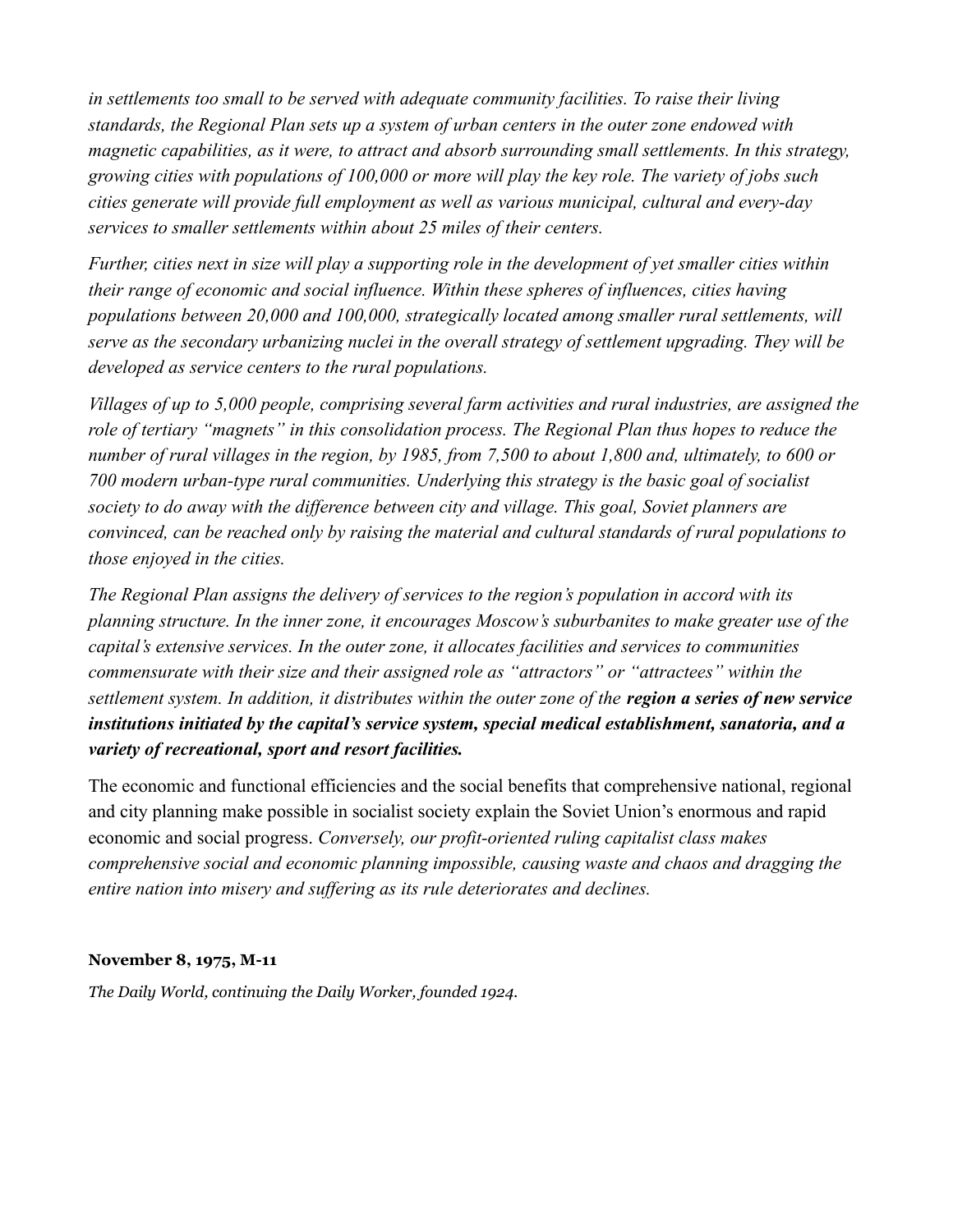*in settlements too small to be served with adequate community facilities. To raise their living standards, the Regional Plan sets up a system of urban centers in the outer zone endowed with magnetic capabilities, as it were, to attract and absorb surrounding small settlements. In this strategy, growing cities with populations of 100,000 or more will play the key role. The variety of jobs such cities generate will provide full employment as well as various municipal, cultural and every-day services to smaller settlements within about 25 miles of their centers.*

*Further, cities next in size will play a supporting role in the development of yet smaller cities within their range of economic and social influence. Within these spheres of influences, cities having populations between 20,000 and 100,000, strategically located among smaller rural settlements, will serve as the secondary urbanizing nuclei in the overall strategy of settlement upgrading. They will be developed as service centers to the rural populations.*

*Villages of up to 5,000 people, comprising several farm activities and rural industries, are assigned the role of tertiary "magnets" in this consolidation process. The Regional Plan thus hopes to reduce the number of rural villages in the region, by 1985, from 7,500 to about 1,800 and, ultimately, to 600 or 700 modern urban-type rural communities. Underlying this strategy is the basic goal of socialist society to do away with the difference between city and village. This goal, Soviet planners are convinced, can be reached only by raising the material and cultural standards of rural populations to those enjoyed in the cities.*

*The Regional Plan assigns the delivery of services to the region's population in accord with its planning structure. In the inner zone, it encourages Moscow's suburbanites to make greater use of the capital's extensive services. In the outer zone, it allocates facilities and services to communities commensurate with their size and their assigned role as "attractors" or "attractees" within the settlement system. In addition, it distributes within the outer zone of the* ***region a series of new service institutions initiated by the capital's service system, special medical establishment, sanatoria, and a variety of recreational, sport and resort facilities.***

The economic and functional efficiencies and the social benefits that comprehensive national, regional and city planning make possible in socialist society explain the Soviet Union's enormous and rapid economic and social progress. *Conversely, our profit-oriented ruling capitalist class makes comprehensive social and economic planning impossible, causing waste and chaos and dragging the entire nation into misery and suffering as its rule deteriorates and declines.*

**November 8, 1975, M-11**

*The Daily World, continuing the Daily Worker, founded 1924.*